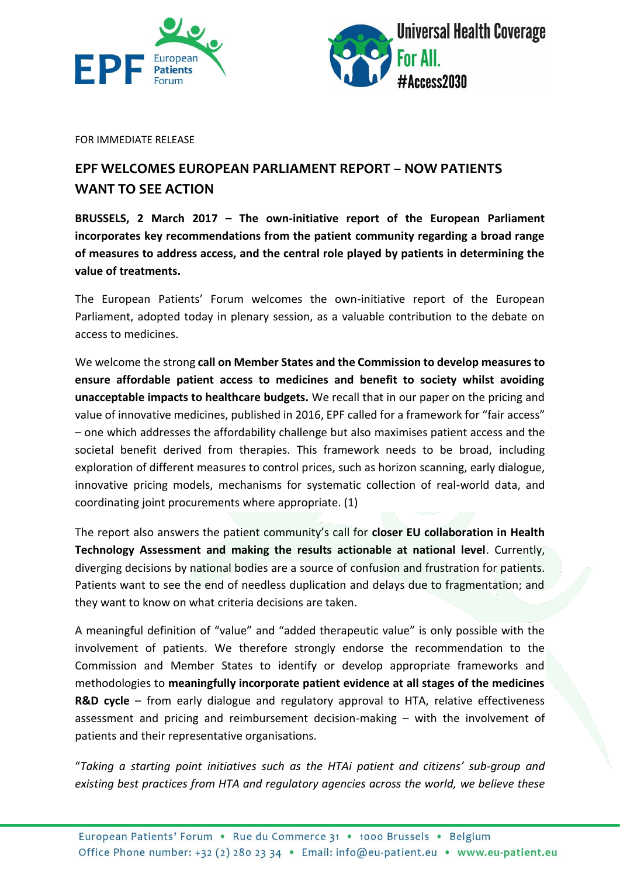FOR IMMEDIATE RELEASE

# EPF WELCOMES EUROPEAN PARLIAMENT REPORT – NOW PATIENTS WANT TO SEE ACTION

**BRUSSELS, 2 March 2017 – The own-initiative report of the European Parliament incorporates key recommendations from the patient community regarding a broad range of measures to address access, and the central role played by patients in determining the value of treatments.**

The European Patients' Forum welcomes the own-initiative report of the European Parliament, adopted today in plenary session, as a valuable contribution to the debate on access to medicines.

We welcome the strong **call on Member States and the Commission to develop measures to ensure affordable patient access to medicines and benefit to society whilst avoiding unacceptable impacts to healthcare budgets.** We recall that in our paper on the pricing and value of innovative medicines, published in 2016, EPF called for a framework for "fair access" – one which addresses the affordability challenge but also maximises patient access and the societal benefit derived from therapies. This framework needs to be broad, including exploration of different measures to control prices, such as horizon scanning, early dialogue, innovative pricing models, mechanisms for systematic collection of real-world data, and coordinating joint procurements where appropriate. (1)

The report also answers the patient community's call for **closer EU collaboration in Health Technology Assessment and making the results actionable at national level**. Currently, diverging decisions by national bodies are a source of confusion and frustration for patients. Patients want to see the end of needless duplication and delays due to fragmentation; and they want to know on what criteria decisions are taken.

A meaningful definition of "value" and "added therapeutic value" is only possible with the involvement of patients. We therefore strongly endorse the recommendation to the Commission and Member States to identify or develop appropriate frameworks and methodologies to **meaningfully incorporate patient evidence at all stages of the medicines R&D cycle** – from early dialogue and regulatory approval to HTA, relative effectiveness assessment and pricing and reimbursement decision-making – with the involvement of patients and their representative organisations.

"*Taking a starting point initiatives such as the HTAi patient and citizens' sub-group and existing best practices from HTA and regulatory agencies across the world, we believe these*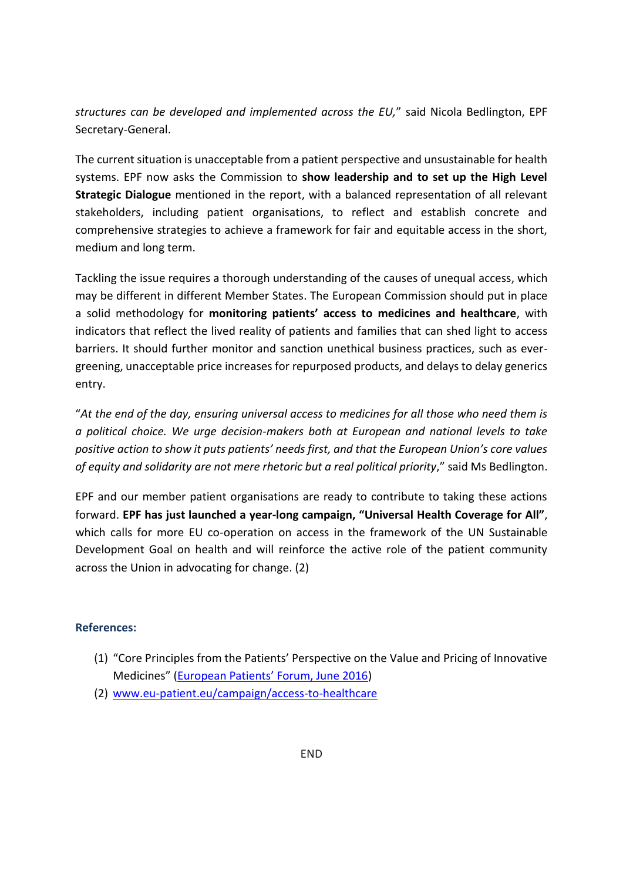*structures can be developed and implemented across the EU,*" said Nicola Bedlington, EPF Secretary-General.

The current situation is unacceptable from a patient perspective and unsustainable for health systems. EPF now asks the Commission to **show leadership and to set up the High Level Strategic Dialogue** mentioned in the report, with a balanced representation of all relevant stakeholders, including patient organisations, to reflect and establish concrete and comprehensive strategies to achieve a framework for fair and equitable access in the short, medium and long term.

Tackling the issue requires a thorough understanding of the causes of unequal access, which may be different in different Member States. The European Commission should put in place a solid methodology for **monitoring patients' access to medicines and healthcare**, with indicators that reflect the lived reality of patients and families that can shed light to access barriers. It should further monitor and sanction unethical business practices, such as ever-greening, unacceptable price increases for repurposed products, and delays to delay generics entry.

"*At the end of the day, ensuring universal access to medicines for all those who need them is a political choice. We urge decision-makers both at European and national levels to take positive action to show it puts patients' needs first, and that the European Union's core values of equity and solidarity are not mere rhetoric but a real political priority*," said Ms Bedlington.

EPF and our member patient organisations are ready to contribute to taking these actions forward. **EPF has just launched a year-long campaign, "Universal Health Coverage for All"**, which calls for more EU co-operation on access in the framework of the UN Sustainable Development Goal on health and will reinforce the active role of the patient community across the Union in advocating for change. (2)

### References:

1. "Core Principles from the Patients' Perspective on the Value and Pricing of Innovative Medicines" (European Patients' Forum, June 2016)
2. www.eu-patient.eu/campaign/access-to-healthcare

END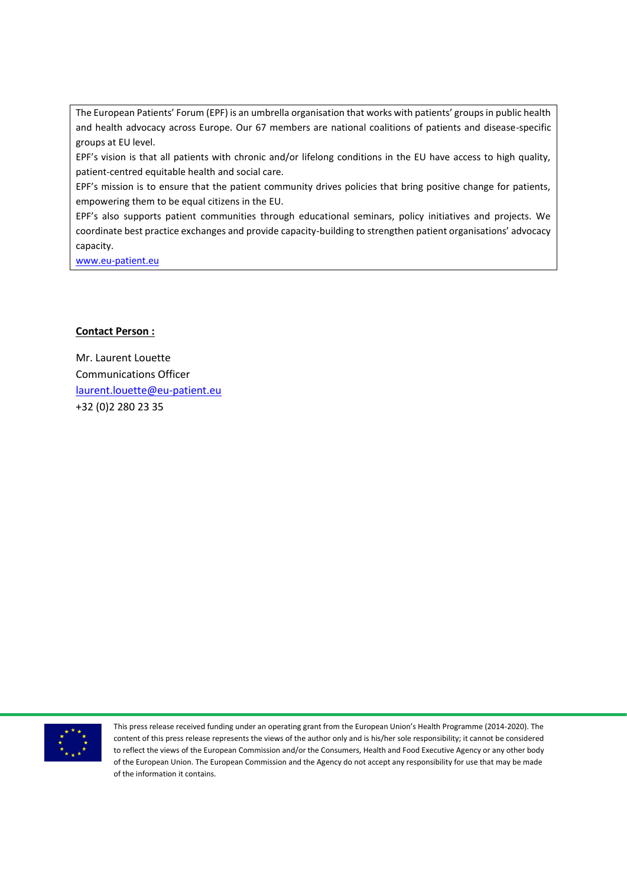The European Patients' Forum (EPF) is an umbrella organisation that works with patients' groups in public health and health advocacy across Europe. Our 67 members are national coalitions of patients and disease-specific groups at EU level.

EPF's vision is that all patients with chronic and/or lifelong conditions in the EU have access to high quality, patient-centred equitable health and social care.

EPF's mission is to ensure that the patient community drives policies that bring positive change for patients, empowering them to be equal citizens in the EU.

EPF's also supports patient communities through educational seminars, policy initiatives and projects. We coordinate best practice exchanges and provide capacity-building to strengthen patient organisations' advocacy capacity.

[www.eu-patient.eu](http://www.eu-patient.eu)

**Contact Person :**

Mr. Laurent Louette
Communications Officer
[laurent.louette@eu-patient.eu](mailto:laurent.louette@eu-patient.eu)
+32 (0)2 280 23 35

This press release received funding under an operating grant from the European Union's Health Programme (2014-2020). The content of this press release represents the views of the author only and is his/her sole responsibility; it cannot be considered to reflect the views of the European Commission and/or the Consumers, Health and Food Executive Agency or any other body of the European Union. The European Commission and the Agency do not accept any responsibility for use that may be made of the information it contains.